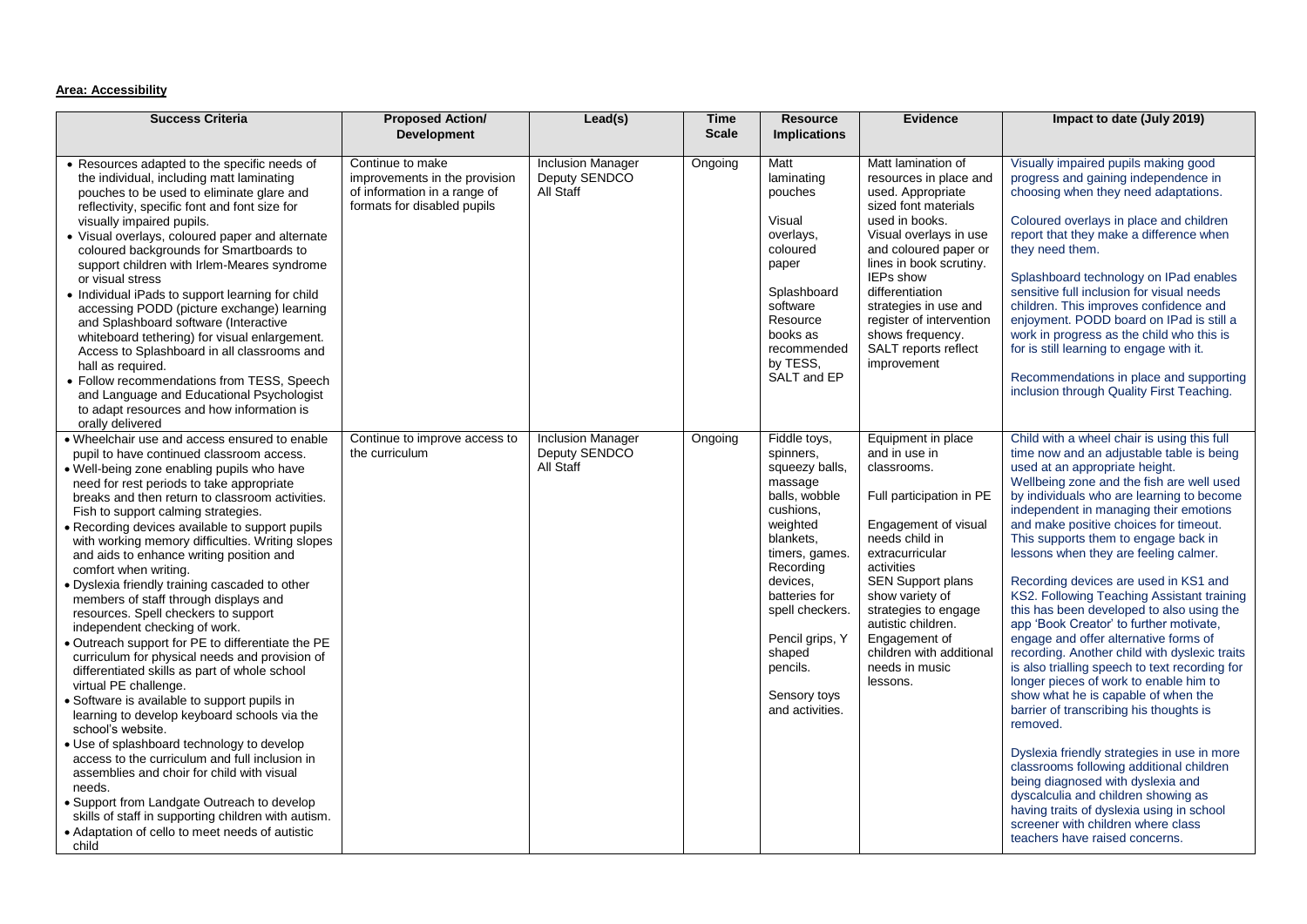**Area: Accessibility**

| Success Criteria | Proposed Action/ Development | Lead(s) | Time Scale | Resource Implications | Evidence | Impact to date (July 2019) |
|---|---|---|---|---|---|---|
| • Resources adapted to the specific needs of the individual, including matt laminating pouches to be used to eliminate glare and reflectivity, specific font and font size for visually impaired pupils.<br>• Visual overlays, coloured paper and alternate coloured backgrounds for Smartboards to support children with Irlem-Meares syndrome or visual stress<br>• Individual iPads to support learning for child accessing PODD (picture exchange) learning and Splashboard software (Interactive whiteboard tethering) for visual enlargement. Access to Splashboard in all classrooms and hall as required.<br>• Follow recommendations from TESS, Speech and Language and Educational Psychologist to adapt resources and how information is orally delivered | Continue to make improvements in the provision of information in a range of formats for disabled pupils | Inclusion Manager<br>Deputy SENDCO<br>All Staff | Ongoing | Matt laminating pouches<br><br>Visual overlays, coloured paper<br><br>Splashboard software<br>Resource books as recommended by TESS, SALT and EP | Matt lamination of resources in place and used. Appropriate sized font materials used in books. Visual overlays in use and coloured paper or lines in book scrutiny. IEPs show differentiation strategies in use and register of intervention shows frequency. SALT reports reflect improvement | Visually impaired pupils making good progress and gaining independence in choosing when they need adaptations.<br><br>Coloured overlays in place and children report that they make a difference when they need them.<br><br>Splashboard technology on IPad enables sensitive full inclusion for visual needs children. This improves confidence and enjoyment. PODD board on IPad is still a work in progress as the child who this is for is still learning to engage with it.<br><br>Recommendations in place and supporting inclusion through Quality First Teaching. |
| • Wheelchair use and access ensured to enable pupil to have continued classroom access.<br>• Well-being zone enabling pupils who have need for rest periods to take appropriate breaks and then return to classroom activities. Fish to support calming strategies.<br>• Recording devices available to support pupils with working memory difficulties. Writing slopes and aids to enhance writing position and comfort when writing.<br>• Dyslexia friendly training cascaded to other members of staff through displays and resources. Spell checkers to support independent checking of work.<br>• Outreach support for PE to differentiate the PE curriculum for physical needs and provision of differentiated skills as part of whole school virtual PE challenge.<br>• Software is available to support pupils in learning to develop keyboard schools via the school's website.<br>• Use of splashboard technology to develop access to the curriculum and full inclusion in assemblies and choir for child with visual needs.<br>• Support from Landgate Outreach to develop skills of staff in supporting children with autism.<br>• Adaptation of cello to meet needs of autistic child | Continue to improve access to the curriculum | Inclusion Manager<br>Deputy SENDCO<br>All Staff | Ongoing | Fiddle toys, spinners, squeezy balls, massage balls, wobble cushions, weighted blankets, timers, games. Recording devices, batteries for spell checkers.<br><br>Pencil grips, Y shaped pencils.<br><br>Sensory toys and activities. | Equipment in place and in use in classrooms.<br><br>Full participation in PE<br><br>Engagement of visual needs child in extracurricular activities<br>SEN Support plans show variety of strategies to engage autistic children.<br>Engagement of children with additional needs in music lessons. | Child with a wheel chair is using this full time now and an adjustable table is being used at an appropriate height.<br>Wellbeing zone and the fish are well used by individuals who are learning to become independent in managing their emotions and make positive choices for timeout. This supports them to engage back in lessons when they are feeling calmer.<br><br>Recording devices are used in KS1 and KS2. Following Teaching Assistant training this has been developed to also using the app 'Book Creator' to further motivate, engage and offer alternative forms of recording. Another child with dyslexic traits is also trialling speech to text recording for longer pieces of work to enable him to show what he is capable of when the barrier of transcribing his thoughts is removed.<br><br>Dyslexia friendly strategies in use in more classrooms following additional children being diagnosed with dyslexia and dyscalculia and children showing as having traits of dyslexia using in school screener with children where class teachers have raised concerns. |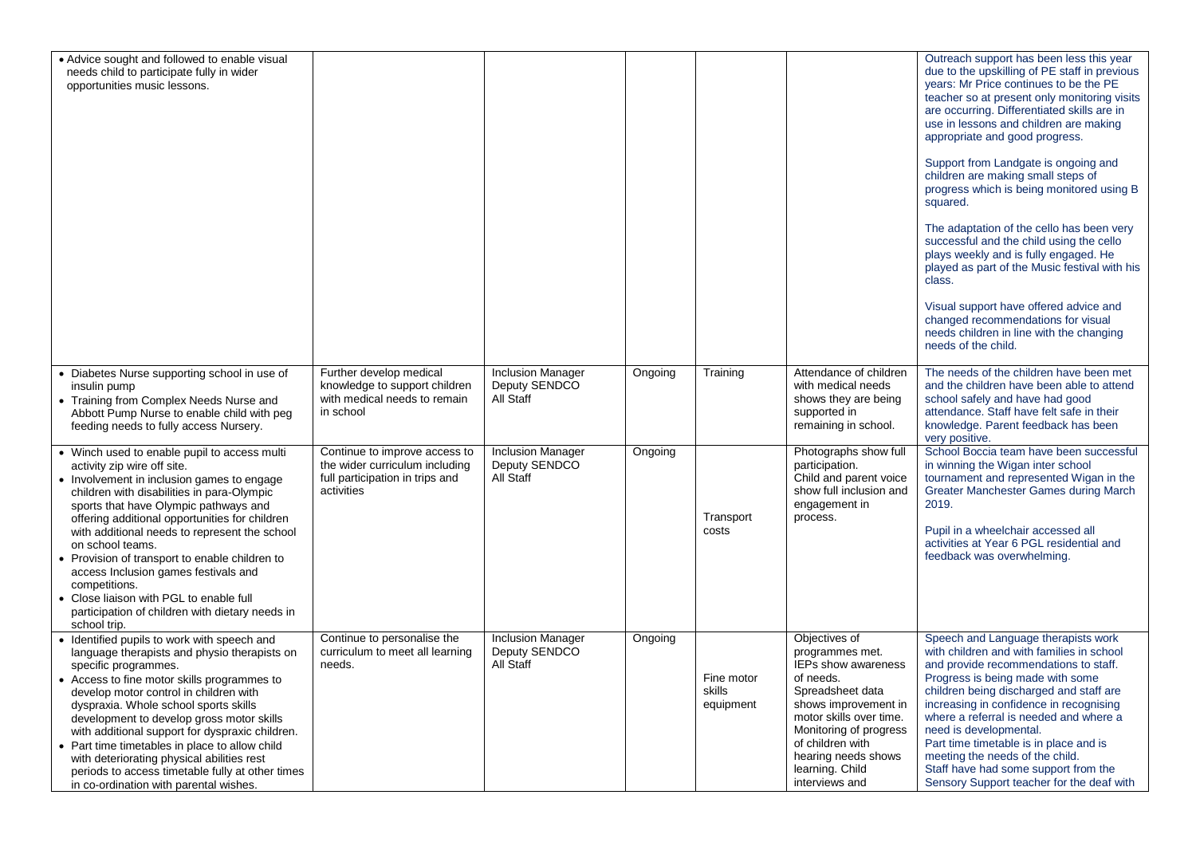| | | | | | | |
|---|---|---|---|---|---|---|
| • Advice sought and followed to enable visual needs child to participate fully in wider opportunities music lessons. | | | | | | Outreach support has been less this year due to the upskilling of PE staff in previous years: Mr Price continues to be the PE teacher so at present only monitoring visits are occurring. Differentiated skills are in use in lessons and children are making appropriate and good progress.<br><br>Support from Landgate is ongoing and children are making small steps of progress which is being monitored using B squared.<br><br>The adaptation of the cello has been very successful and the child using the cello plays weekly and is fully engaged. He played as part of the Music festival with his class.<br><br>Visual support have offered advice and changed recommendations for visual needs children in line with the changing needs of the child. |
| • Diabetes Nurse supporting school in use of insulin pump<br>• Training from Complex Needs Nurse and Abbott Pump Nurse to enable child with peg feeding needs to fully access Nursery. | Further develop medical knowledge to support children with medical needs to remain in school | Inclusion Manager<br>Deputy SENDCO<br>All Staff | Ongoing | Training | Attendance of children with medical needs shows they are being supported in remaining in school. | The needs of the children have been met and the children have been able to attend school safely and have had good attendance. Staff have felt safe in their knowledge. Parent feedback has been very positive. |
| • Winch used to enable pupil to access multi activity zip wire off site.<br>• Involvement in inclusion games to engage children with disabilities in para-Olympic sports that have Olympic pathways and offering additional opportunities for children with additional needs to represent the school on school teams.<br>• Provision of transport to enable children to access Inclusion games festivals and competitions.<br>• Close liaison with PGL to enable full participation of children with dietary needs in school trip. | Continue to improve access to the wider curriculum including full participation in trips and activities | Inclusion Manager<br>Deputy SENDCO<br>All Staff | Ongoing | Transport costs | Photographs show full participation.<br>Child and parent voice show full inclusion and engagement in process. | School Boccia team have been successful in winning the Wigan inter school tournament and represented Wigan in the Greater Manchester Games during March 2019.<br><br>Pupil in a wheelchair accessed all activities at Year 6 PGL residential and feedback was overwhelming. |
| • Identified pupils to work with speech and language therapists and physio therapists on specific programmes.<br>• Access to fine motor skills programmes to develop motor control in children with dyspraxia. Whole school sports skills development to develop gross motor skills with additional support for dyspraxic children.<br>• Part time timetables in place to allow child with deteriorating physical abilities rest periods to access timetable fully at other times in co-ordination with parental wishes. | Continue to personalise the curriculum to meet all learning needs. | Inclusion Manager<br>Deputy SENDCO<br>All Staff | Ongoing | Fine motor skills equipment | Objectives of programmes met.<br>IEPs show awareness of needs.<br>Spreadsheet data shows improvement in motor skills over time.<br>Monitoring of progress of children with hearing needs shows learning. Child interviews and | Speech and Language therapists work with children and with families in school and provide recommendations to staff. Progress is being made with some children being discharged and staff are increasing in confidence in recognising where a referral is needed and where a need is developmental.<br>Part time timetable is in place and is meeting the needs of the child.<br>Staff have had some support from the Sensory Support teacher for the deaf with |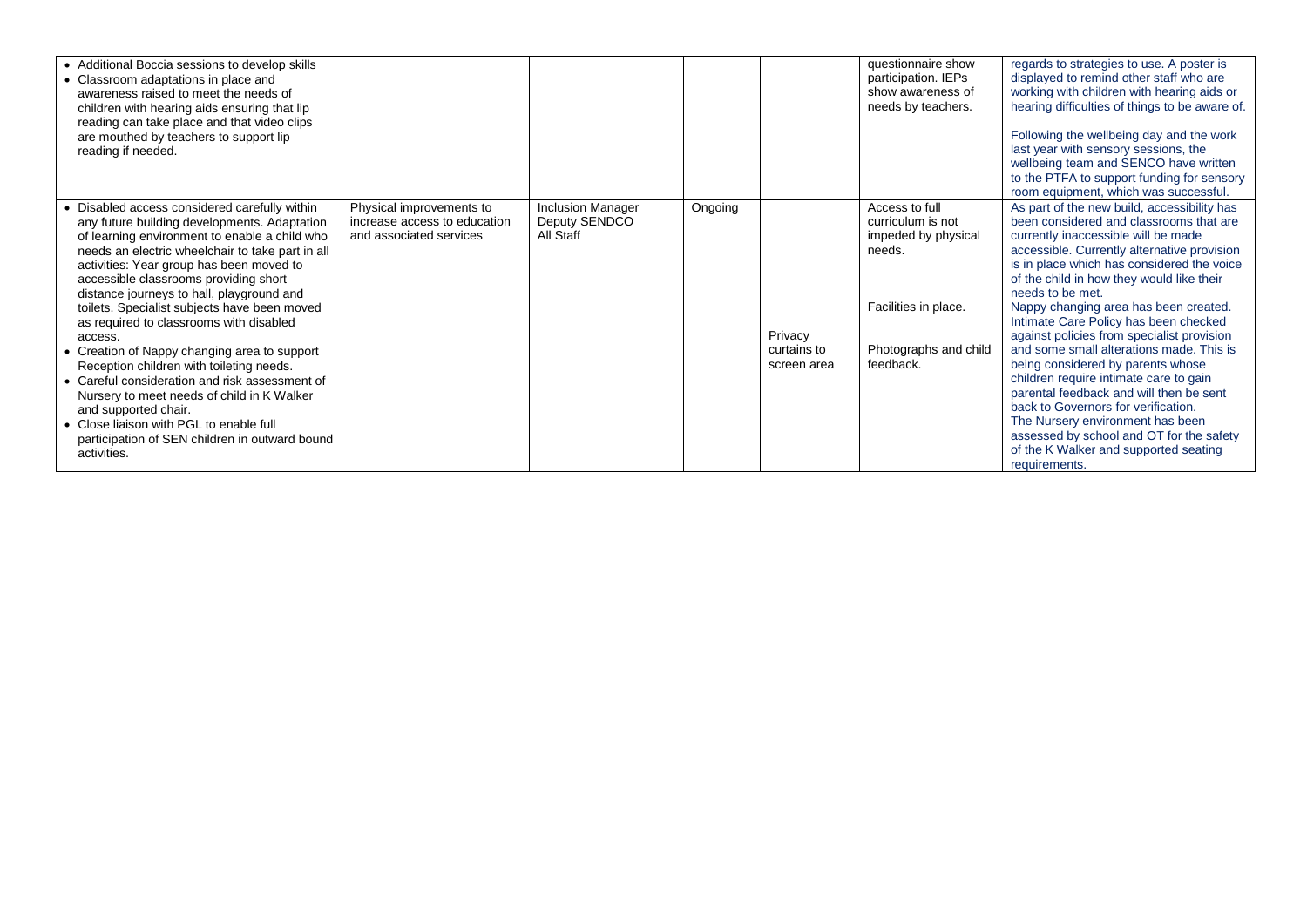| | | | | | | |
|---|---|---|---|---|---|---|
| • Additional Boccia sessions to develop skills<br>• Classroom adaptations in place and awareness raised to meet the needs of children with hearing aids ensuring that lip reading can take place and that video clips are mouthed by teachers to support lip reading if needed. | | | | | questionnaire show participation. IEPs show awareness of needs by teachers. | regards to strategies to use. A poster is displayed to remind other staff who are working with children with hearing aids or hearing difficulties of things to be aware of.<br><br>Following the wellbeing day and the work last year with sensory sessions, the wellbeing team and SENCO have written to the PTFA to support funding for sensory room equipment, which was successful. |
| • Disabled access considered carefully within any future building developments. Adaptation of learning environment to enable a child who needs an electric wheelchair to take part in all activities: Year group has been moved to accessible classrooms providing short distance journeys to hall, playground and toilets. Specialist subjects have been moved as required to classrooms with disabled access.<br>• Creation of Nappy changing area to support Reception children with toileting needs.<br>• Careful consideration and risk assessment of Nursery to meet needs of child in K Walker and supported chair.<br>• Close liaison with PGL to enable full participation of SEN children in outward bound activities. | Physical improvements to increase access to education and associated services | Inclusion Manager<br>Deputy SENDCO<br>All Staff | Ongoing | Privacy curtains to screen area | Access to full curriculum is not impeded by physical needs.<br><br>Facilities in place.<br><br>Photographs and child feedback. | As part of the new build, accessibility has been considered and classrooms that are currently inaccessible will be made accessible. Currently alternative provision is in place which has considered the voice of the child in how they would like their needs to be met.<br>Nappy changing area has been created. Intimate Care Policy has been checked against policies from specialist provision and some small alterations made. This is being considered by parents whose children require intimate care to gain parental feedback and will then be sent back to Governors for verification.<br>The Nursery environment has been assessed by school and OT for the safety of the K Walker and supported seating requirements. |